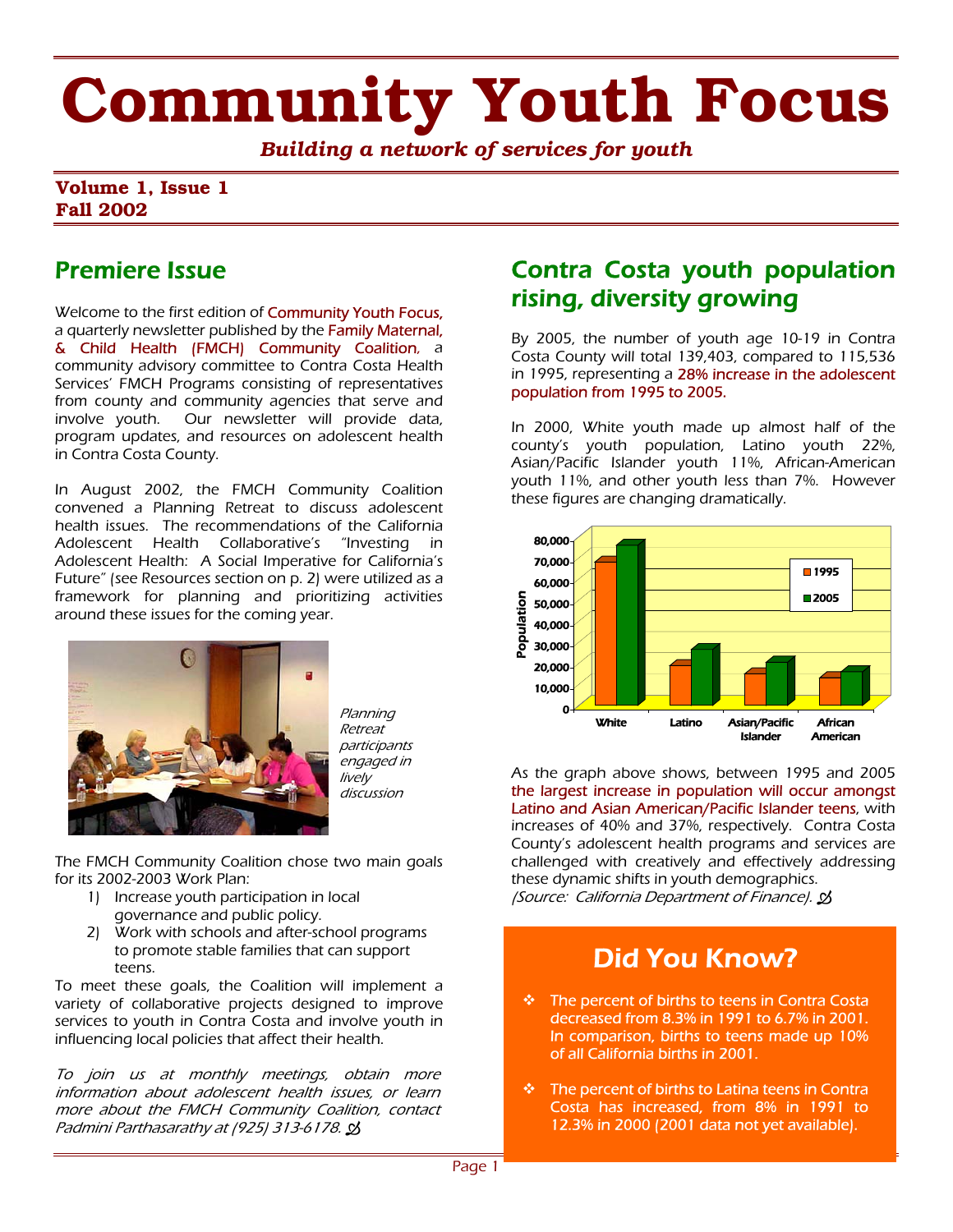# Community Youth Focus

*Building a network of services for youth*

**Volume 1, Issue 1**
**Fall 2002**

## Premiere Issue

Welcome to the first edition of Community Youth Focus, a quarterly newsletter published by the Family Maternal, & Child Health (FMCH) Community Coalition, a community advisory committee to Contra Costa Health Services' FMCH Programs consisting of representatives from county and community agencies that serve and involve youth. Our newsletter will provide data, program updates, and resources on adolescent health in Contra Costa County.

In August 2002, the FMCH Community Coalition convened a Planning Retreat to discuss adolescent health issues. The recommendations of the California Adolescent Health Collaborative's "Investing in Adolescent Health: A Social Imperative for California's Future" (see Resources section on p. 2) were utilized as a framework for planning and prioritizing activities around these issues for the coming year.

*Planning Retreat participants engaged in lively discussion*

The FMCH Community Coalition chose two main goals for its 2002-2003 Work Plan:

1) Increase youth participation in local governance and public policy.
2) Work with schools and after-school programs to promote stable families that can support teens.

To meet these goals, the Coalition will implement a variety of collaborative projects designed to improve services to youth in Contra Costa and involve youth in influencing local policies that affect their health.

*To join us at monthly meetings, obtain more information about adolescent health issues, or learn more about the FMCH Community Coalition, contact Padmini Parthasarathy at (925) 313-6178.*

## Contra Costa youth population rising, diversity growing

By 2005, the number of youth age 10-19 in Contra Costa County will total 139,403, compared to 115,536 in 1995, representing a 28% increase in the adolescent population from 1995 to 2005.

In 2000, White youth made up almost half of the county's youth population, Latino youth 22%, Asian/Pacific Islander youth 11%, African-American youth 11%, and other youth less than 7%. However these figures are changing dramatically.

As the graph above shows, between 1995 and 2005 the largest increase in population will occur amongst Latino and Asian American/Pacific Islander teens, with increases of 40% and 37%, respectively. Contra Costa County's adolescent health programs and services are challenged with creatively and effectively addressing these dynamic shifts in youth demographics. *(Source: California Department of Finance).*

## Did You Know?

- The percent of births to teens in Contra Costa decreased from 8.3% in 1991 to 6.7% in 2001. In comparison, births to teens made up 10% of all California births in 2001.
- The percent of births to Latina teens in Contra Costa has increased, from 8% in 1991 to 12.3% in 2000 (2001 data not yet available).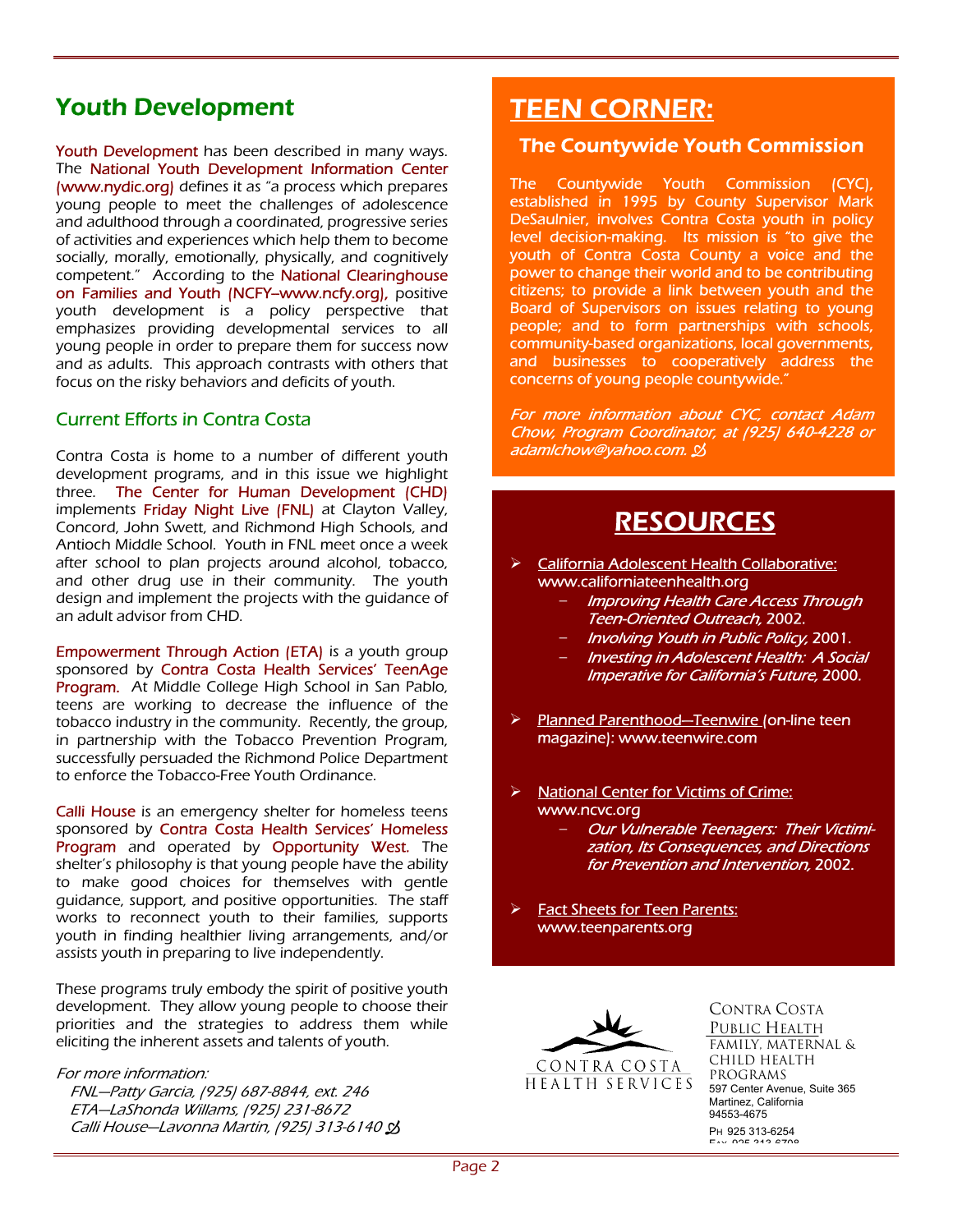## Youth Development

Youth Development has been described in many ways. The National Youth Development Information Center (www.nydic.org) defines it as "a process which prepares young people to meet the challenges of adolescence and adulthood through a coordinated, progressive series of activities and experiences which help them to become socially, morally, emotionally, physically, and cognitively competent." According to the National Clearinghouse on Families and Youth (NCFY–www.ncfy.org), positive youth development is a policy perspective that emphasizes providing developmental services to all young people in order to prepare them for success now and as adults. This approach contrasts with others that focus on the risky behaviors and deficits of youth.

### Current Efforts in Contra Costa

Contra Costa is home to a number of different youth development programs, and in this issue we highlight three. The Center for Human Development (CHD) implements Friday Night Live (FNL) at Clayton Valley, Concord, John Swett, and Richmond High Schools, and Antioch Middle School. Youth in FNL meet once a week after school to plan projects around alcohol, tobacco, and other drug use in their community. The youth design and implement the projects with the guidance of an adult advisor from CHD.

Empowerment Through Action (ETA) is a youth group sponsored by Contra Costa Health Services' TeenAge Program. At Middle College High School in San Pablo, teens are working to decrease the influence of the tobacco industry in the community. Recently, the group, in partnership with the Tobacco Prevention Program, successfully persuaded the Richmond Police Department to enforce the Tobacco-Free Youth Ordinance.

Calli House is an emergency shelter for homeless teens sponsored by Contra Costa Health Services' Homeless Program and operated by Opportunity West. The shelter's philosophy is that young people have the ability to make good choices for themselves with gentle guidance, support, and positive opportunities. The staff works to reconnect youth to their families, supports youth in finding healthier living arrangements, and/or assists youth in preparing to live independently.

These programs truly embody the spirit of positive youth development. They allow young people to choose their priorities and the strategies to address them while eliciting the inherent assets and talents of youth.

*For more information:*
*FNL—Patty Garcia, (925) 687-8844, ext. 246*
*ETA—LaShonda Willams, (925) 231-8672*
*Calli House—Lavonna Martin, (925) 313-6140*

## TEEN CORNER:

### The Countywide Youth Commission

The Countywide Youth Commission (CYC), established in 1995 by County Supervisor Mark DeSaulnier, involves Contra Costa youth in policy level decision-making. Its mission is "to give the youth of Contra Costa County a voice and the power to change their world and to be contributing citizens; to provide a link between youth and the Board of Supervisors on issues relating to young people; and to form partnerships with schools, community-based organizations, local governments, and businesses to cooperatively address the concerns of young people countywide."

*For more information about CYC, contact Adam Chow, Program Coordinator, at (925) 640-4228 or adamlchow@yahoo.com.*

## RESOURCES

- California Adolescent Health Collaborative: www.californiateenhealth.org
  - *Improving Health Care Access Through Teen-Oriented Outreach,* 2002.
  - *Involving Youth in Public Policy,* 2001.
  - *Investing in Adolescent Health: A Social Imperative for California's Future,* 2000.
- Planned Parenthood—Teenwire (on-line teen magazine): www.teenwire.com
- National Center for Victims of Crime: www.ncvc.org
  - *Our Vulnerable Teenagers: Their Victimization, Its Consequences, and Directions for Prevention and Intervention,* 2002.
- Fact Sheets for Teen Parents: www.teenparents.org

CONTRA COSTA HEALTH SERVICES

CONTRA COSTA PUBLIC HEALTH
FAMILY, MATERNAL & CHILD HEALTH PROGRAMS
597 Center Avenue, Suite 365
Martinez, California
94553-4675
PH 925 313-6254